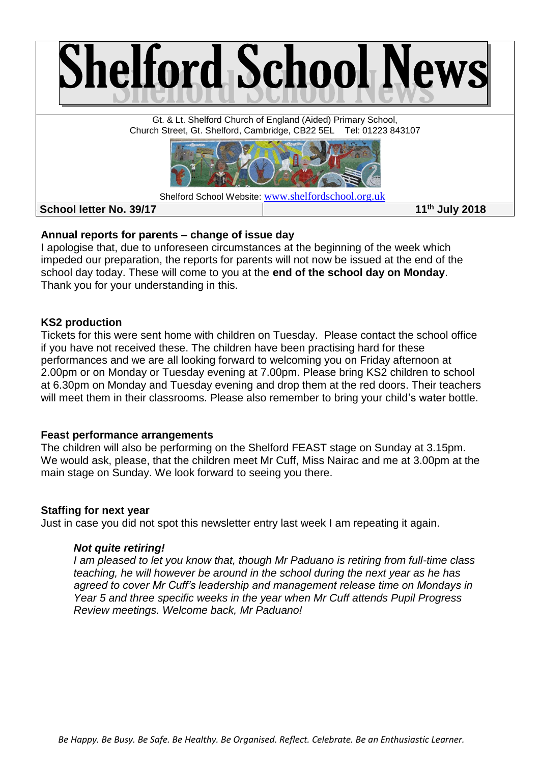# Shelford School News

Gt. & Lt. Shelford Church of England (Aided) Primary School,
Church Street, Gt. Shelford, Cambridge, CB22 5EL Tel: 01223 843107

Shelford School Website: www.shelfordschool.org.uk

**School letter No. 39/17** **11th July 2018**

**Annual reports for parents – change of issue day**

I apologise that, due to unforeseen circumstances at the beginning of the week which impeded our preparation, the reports for parents will not now be issued at the end of the school day today. These will come to you at the **end of the school day on Monday**. Thank you for your understanding in this.

**KS2 production**

Tickets for this were sent home with children on Tuesday. Please contact the school office if you have not received these. The children have been practising hard for these performances and we are all looking forward to welcoming you on Friday afternoon at 2.00pm or on Monday or Tuesday evening at 7.00pm. Please bring KS2 children to school at 6.30pm on Monday and Tuesday evening and drop them at the red doors. Their teachers will meet them in their classrooms. Please also remember to bring your child's water bottle.

**Feast performance arrangements**

The children will also be performing on the Shelford FEAST stage on Sunday at 3.15pm. We would ask, please, that the children meet Mr Cuff, Miss Nairac and me at 3.00pm at the main stage on Sunday. We look forward to seeing you there.

**Staffing for next year**

Just in case you did not spot this newsletter entry last week I am repeating it again.

> ***Not quite retiring!***
>
> *I am pleased to let you know that, though Mr Paduano is retiring from full-time class teaching, he will however be around in the school during the next year as he has agreed to cover Mr Cuff's leadership and management release time on Mondays in Year 5 and three specific weeks in the year when Mr Cuff attends Pupil Progress Review meetings. Welcome back, Mr Paduano!*

*Be Happy. Be Busy. Be Safe. Be Healthy. Be Organised. Reflect. Celebrate. Be an Enthusiastic Learner.*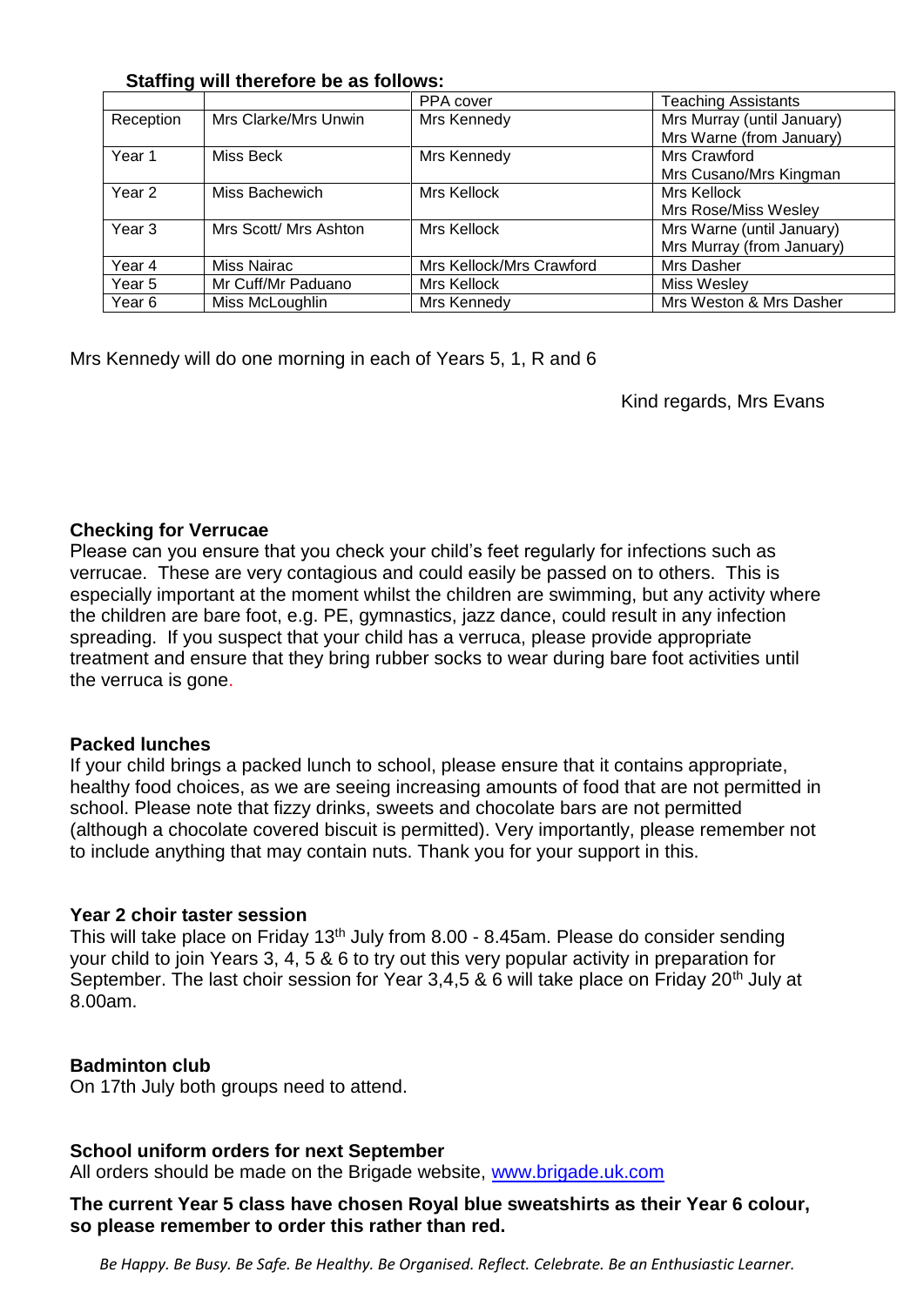**Staffing will therefore be as follows:**

| | | PPA cover | Teaching Assistants |
|---|---|---|---|
| Reception | Mrs Clarke/Mrs Unwin | Mrs Kennedy | Mrs Murray (until January)<br>Mrs Warne (from January) |
| Year 1 | Miss Beck | Mrs Kennedy | Mrs Crawford<br>Mrs Cusano/Mrs Kingman |
| Year 2 | Miss Bachewich | Mrs Kellock | Mrs Kellock<br>Mrs Rose/Miss Wesley |
| Year 3 | Mrs Scott/ Mrs Ashton | Mrs Kellock | Mrs Warne (until January)<br>Mrs Murray (from January) |
| Year 4 | Miss Nairac | Mrs Kellock/Mrs Crawford | Mrs Dasher |
| Year 5 | Mr Cuff/Mr Paduano | Mrs Kellock | Miss Wesley |
| Year 6 | Miss McLoughlin | Mrs Kennedy | Mrs Weston & Mrs Dasher |

Mrs Kennedy will do one morning in each of Years 5, 1, R and 6

Kind regards, Mrs Evans

**Checking for Verrucae**

Please can you ensure that you check your child's feet regularly for infections such as verrucae. These are very contagious and could easily be passed on to others. This is especially important at the moment whilst the children are swimming, but any activity where the children are bare foot, e.g. PE, gymnastics, jazz dance, could result in any infection spreading. If you suspect that your child has a verruca, please provide appropriate treatment and ensure that they bring rubber socks to wear during bare foot activities until the verruca is gone.

**Packed lunches**

If your child brings a packed lunch to school, please ensure that it contains appropriate, healthy food choices, as we are seeing increasing amounts of food that are not permitted in school. Please note that fizzy drinks, sweets and chocolate bars are not permitted (although a chocolate covered biscuit is permitted). Very importantly, please remember not to include anything that may contain nuts. Thank you for your support in this.

**Year 2 choir taster session**

This will take place on Friday 13th July from 8.00 - 8.45am. Please do consider sending your child to join Years 3, 4, 5 & 6 to try out this very popular activity in preparation for September. The last choir session for Year 3,4,5 & 6 will take place on Friday 20th July at 8.00am.

**Badminton club**

On 17th July both groups need to attend.

**School uniform orders for next September**

All orders should be made on the Brigade website, www.brigade.uk.com

**The current Year 5 class have chosen Royal blue sweatshirts as their Year 6 colour, so please remember to order this rather than red.**

*Be Happy. Be Busy. Be Safe. Be Healthy. Be Organised. Reflect. Celebrate. Be an Enthusiastic Learner.*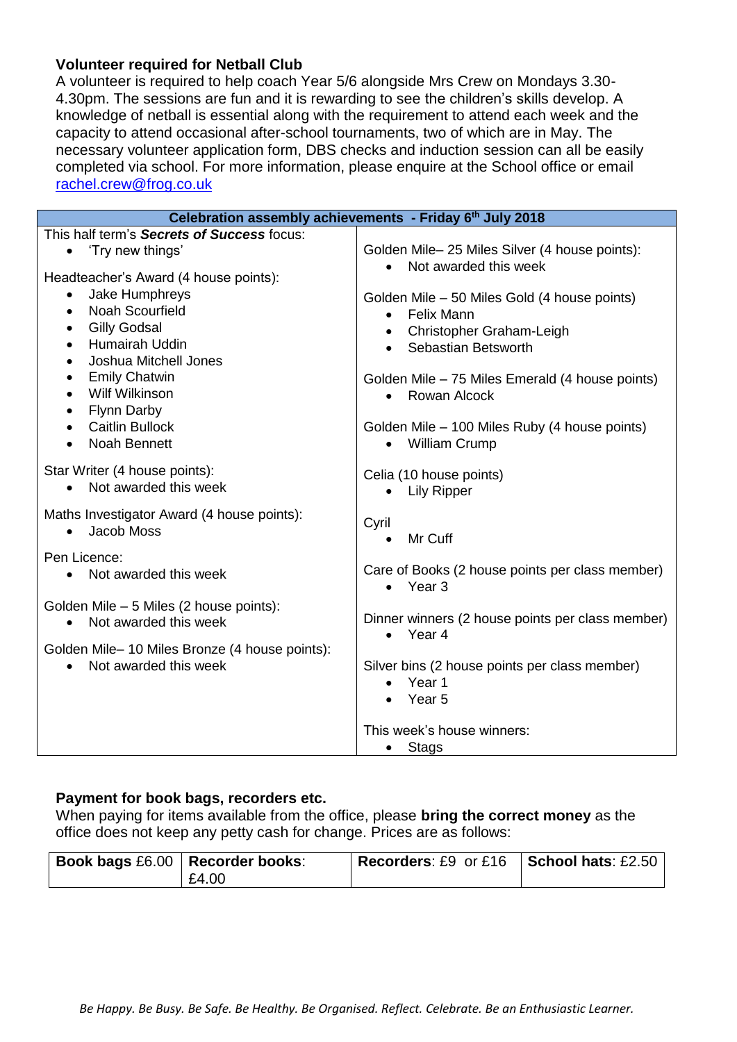### Volunteer required for Netball Club

A volunteer is required to help coach Year 5/6 alongside Mrs Crew on Mondays 3.30-4.30pm. The sessions are fun and it is rewarding to see the children's skills develop. A knowledge of netball is essential along with the requirement to attend each week and the capacity to attend occasional after-school tournaments, two of which are in May. The necessary volunteer application form, DBS checks and induction session can all be easily completed via school. For more information, please enquire at the School office or email rachel.crew@frog.co.uk

### Celebration assembly achievements - Friday 6th July 2018

This half term's ***Secrets of Success*** focus:
- 'Try new things'

Headteacher's Award (4 house points):
- Jake Humphreys
- Noah Scourfield
- Gilly Godsal
- Humairah Uddin
- Joshua Mitchell Jones
- Emily Chatwin
- Wilf Wilkinson
- Flynn Darby
- Caitlin Bullock
- Noah Bennett

Star Writer (4 house points):
- Not awarded this week

Maths Investigator Award (4 house points):
- Jacob Moss

Pen Licence:
- Not awarded this week

Golden Mile – 5 Miles (2 house points):
- Not awarded this week

Golden Mile– 10 Miles Bronze (4 house points):
- Not awarded this week

Golden Mile– 25 Miles Silver (4 house points):
- Not awarded this week

Golden Mile – 50 Miles Gold (4 house points)
- Felix Mann
- Christopher Graham-Leigh
- Sebastian Betsworth

Golden Mile – 75 Miles Emerald (4 house points)
- Rowan Alcock

Golden Mile – 100 Miles Ruby (4 house points)
- William Crump

Celia (10 house points)
- Lily Ripper

Cyril
- Mr Cuff

Care of Books (2 house points per class member)
- Year 3

Dinner winners (2 house points per class member)
- Year 4

Silver bins (2 house points per class member)
- Year 1
- Year 5

This week's house winners:
- Stags

### Payment for book bags, recorders etc.

When paying for items available from the office, please **bring the correct money** as the office does not keep any petty cash for change. Prices are as follows:

| **Book bags** £6.00 | **Recorder books**: £4.00 | **Recorders**: £9 or £16 | **School hats**: £2.50 |
|---|---|---|---|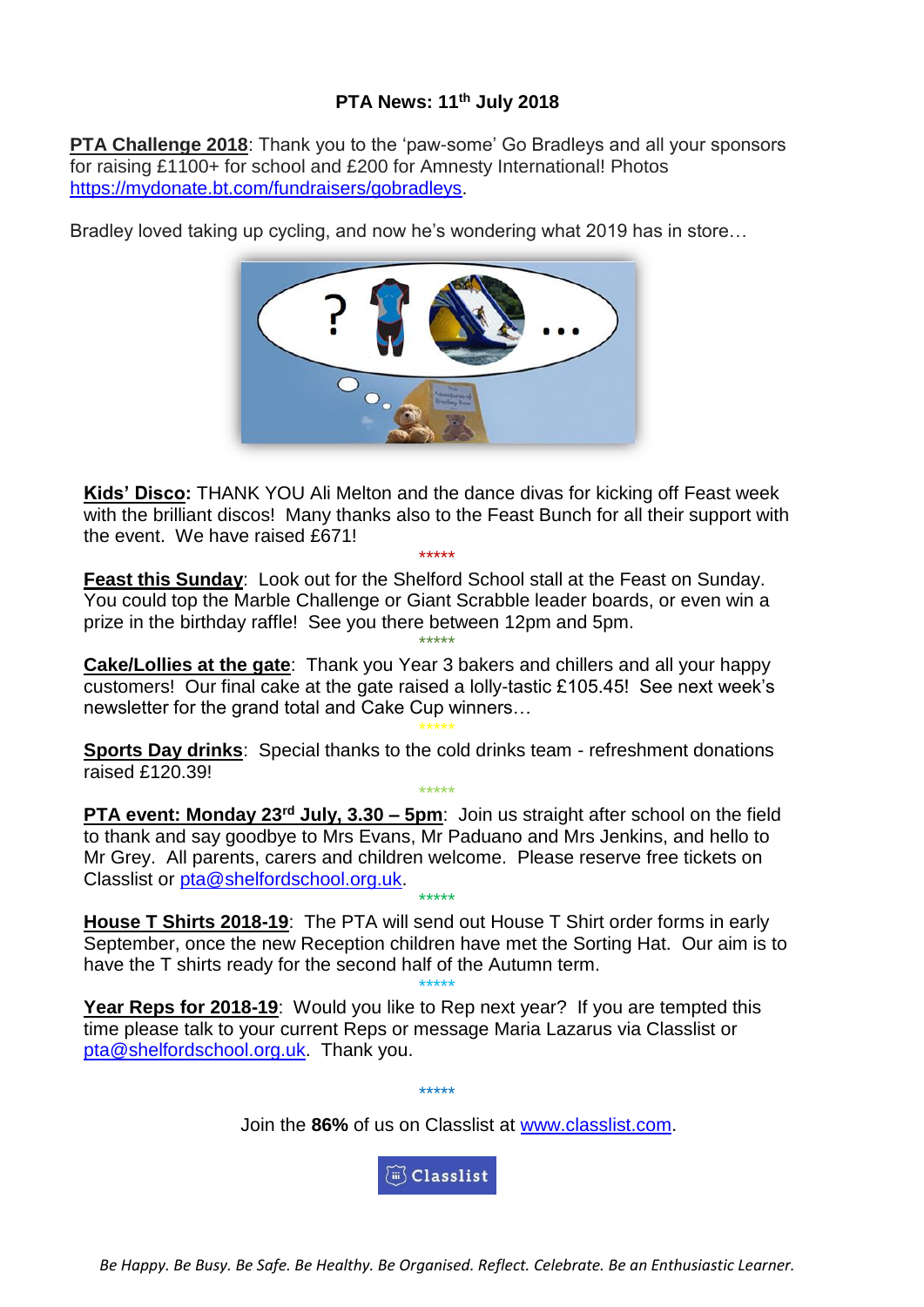# PTA News: 11th July 2018

**PTA Challenge 2018**: Thank you to the 'paw-some' Go Bradleys and all your sponsors for raising £1100+ for school and £200 for Amnesty International! Photos https://mydonate.bt.com/fundraisers/gobradleys.

Bradley loved taking up cycling, and now he's wondering what 2019 has in store…

**Kids' Disco:** THANK YOU Ali Melton and the dance divas for kicking off Feast week with the brilliant discos! Many thanks also to the Feast Bunch for all their support with the event. We have raised £671!

*****

**Feast this Sunday**: Look out for the Shelford School stall at the Feast on Sunday. You could top the Marble Challenge or Giant Scrabble leader boards, or even win a prize in the birthday raffle! See you there between 12pm and 5pm.

*****

**Cake/Lollies at the gate**: Thank you Year 3 bakers and chillers and all your happy customers! Our final cake at the gate raised a lolly-tastic £105.45! See next week's newsletter for the grand total and Cake Cup winners…

*****

**Sports Day drinks**: Special thanks to the cold drinks team - refreshment donations raised £120.39!

*****

**PTA event: Monday 23rd July, 3.30 – 5pm**: Join us straight after school on the field to thank and say goodbye to Mrs Evans, Mr Paduano and Mrs Jenkins, and hello to Mr Grey. All parents, carers and children welcome. Please reserve free tickets on Classlist or pta@shelfordschool.org.uk.

*****

**House T Shirts 2018-19**: The PTA will send out House T Shirt order forms in early September, once the new Reception children have met the Sorting Hat. Our aim is to have the T shirts ready for the second half of the Autumn term.

*****

**Year Reps for 2018-19**: Would you like to Rep next year? If you are tempted this time please talk to your current Reps or message Maria Lazarus via Classlist or pta@shelfordschool.org.uk. Thank you.

*****

Join the **86%** of us on Classlist at www.classlist.com.

Classlist

*Be Happy. Be Busy. Be Safe. Be Healthy. Be Organised. Reflect. Celebrate. Be an Enthusiastic Learner.*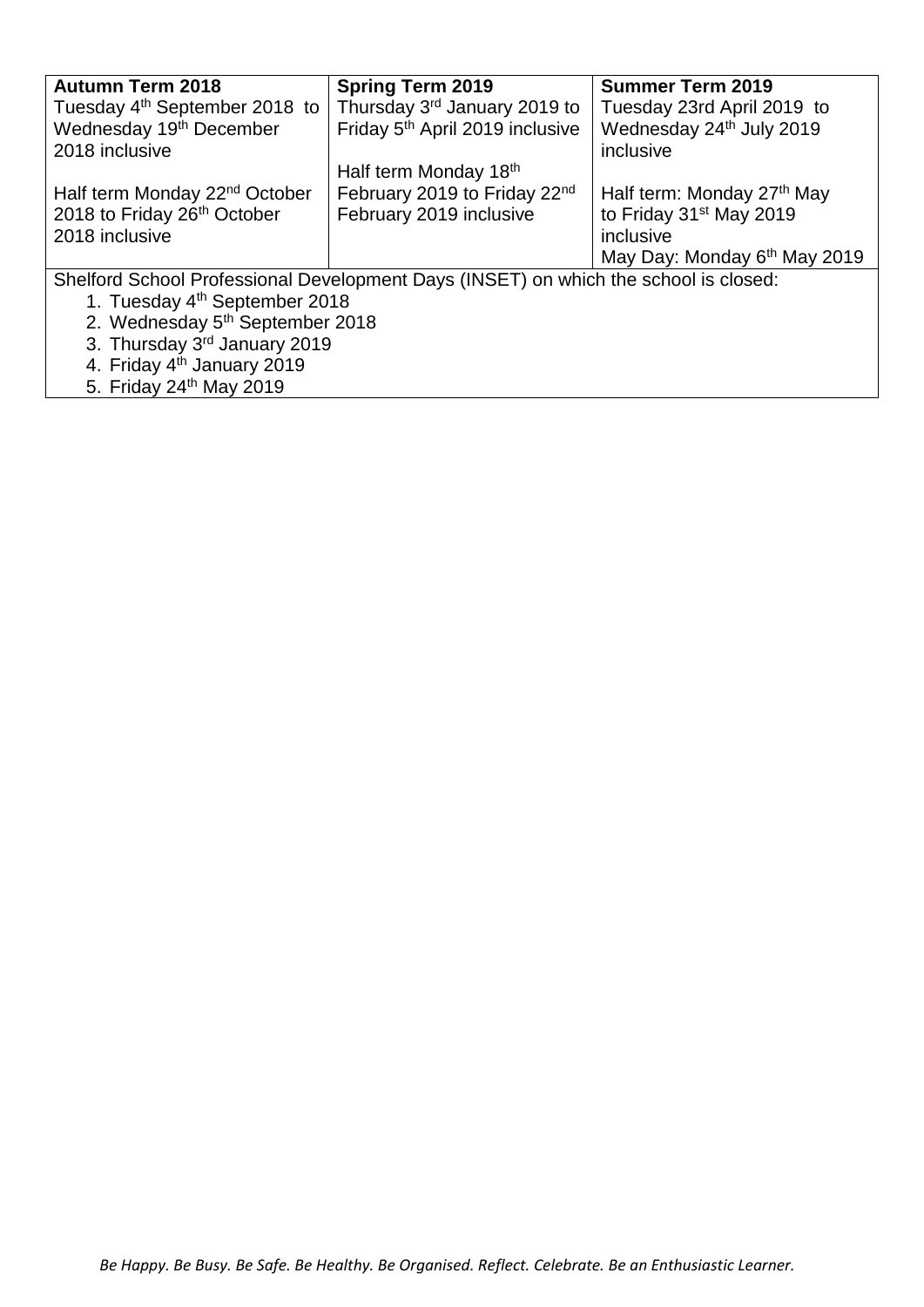| **Autumn Term 2018** | **Spring Term 2019** | **Summer Term 2019** |
|---|---|---|
| Tuesday 4th September 2018 to Wednesday 19th December 2018 inclusive<br><br>Half term Monday 22nd October 2018 to Friday 26th October 2018 inclusive | Thursday 3rd January 2019 to Friday 5th April 2019 inclusive<br><br>Half term Monday 18th February 2019 to Friday 22nd February 2019 inclusive | Tuesday 23rd April 2019 to Wednesday 24th July 2019 inclusive<br><br>Half term: Monday 27th May to Friday 31st May 2019 inclusive<br>May Day: Monday 6th May 2019 |

Shelford School Professional Development Days (INSET) on which the school is closed:

1. Tuesday 4th September 2018
2. Wednesday 5th September 2018
3. Thursday 3rd January 2019
4. Friday 4th January 2019
5. Friday 24th May 2019

*Be Happy. Be Busy. Be Safe. Be Healthy. Be Organised. Reflect. Celebrate. Be an Enthusiastic Learner.*